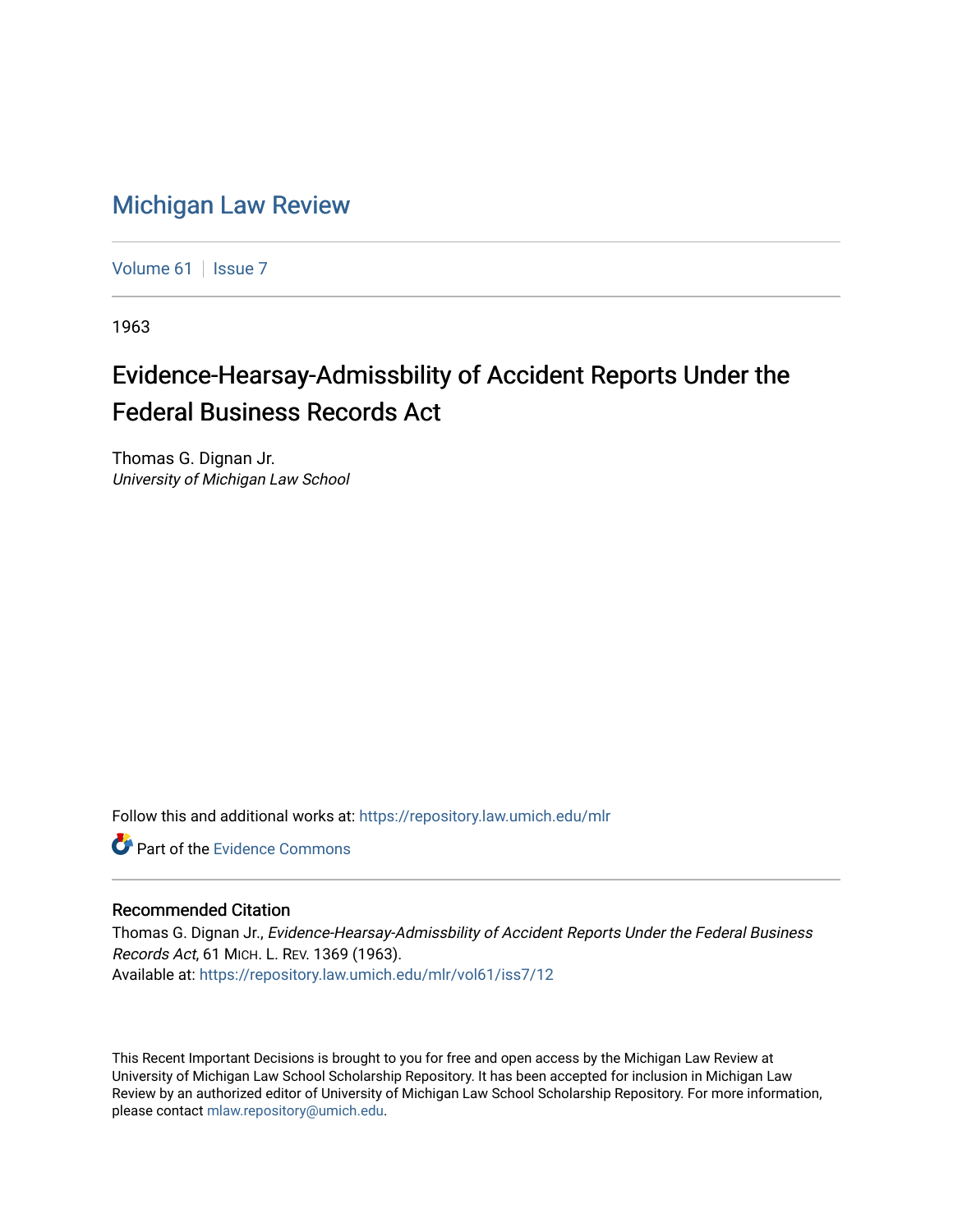# Michigan Law Review

Volume 61 | Issue 7

1963

## Evidence-Hearsay-Admissbility of Accident Reports Under the Federal Business Records Act

Thomas G. Dignan Jr.
*University of Michigan Law School*

Follow this and additional works at: https://repository.law.umich.edu/mlr

Part of the Evidence Commons

### Recommended Citation

Thomas G. Dignan Jr., *Evidence-Hearsay-Admissbility of Accident Reports Under the Federal Business Records Act*, 61 MICH. L. REV. 1369 (1963).
Available at: https://repository.law.umich.edu/mlr/vol61/iss7/12

This Recent Important Decisions is brought to you for free and open access by the Michigan Law Review at University of Michigan Law School Scholarship Repository. It has been accepted for inclusion in Michigan Law Review by an authorized editor of University of Michigan Law School Scholarship Repository. For more information, please contact mlaw.repository@umich.edu.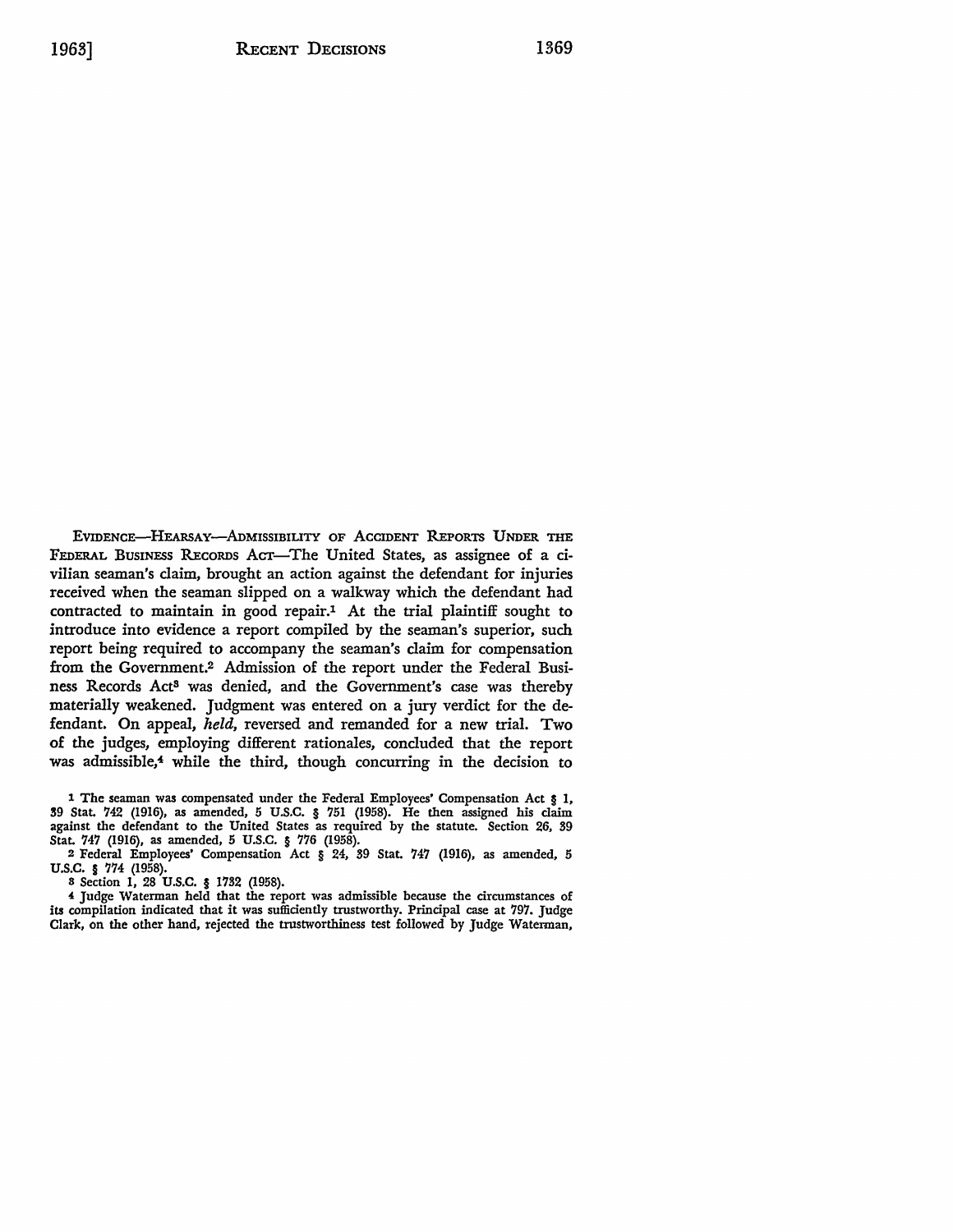EVIDENCE—HEARSAY—ADMISSIBILITY OF ACCIDENT REPORTS UNDER THE FEDERAL BUSINESS RECORDS ACT—The United States, as assignee of a civilian seaman's claim, brought an action against the defendant for injuries received when the seaman slipped on a walkway which the defendant had contracted to maintain in good repair.[1] At the trial plaintiff sought to introduce into evidence a report compiled by the seaman's superior, such report being required to accompany the seaman's claim for compensation from the Government.[2] Admission of the report under the Federal Business Records Act[3] was denied, and the Government's case was thereby materially weakened. Judgment was entered on a jury verdict for the defendant. On appeal, *held*, reversed and remanded for a new trial. Two of the judges, employing different rationales, concluded that the report was admissible,[4] while the third, though concurring in the decision to

[1] The seaman was compensated under the Federal Employees' Compensation Act § 1, 39 Stat. 742 (1916), as amended, 5 U.S.C. § 751 (1958). He then assigned his claim against the defendant to the United States as required by the statute. Section 26, 39 Stat. 747 (1916), as amended, 5 U.S.C. § 776 (1958).

[2] Federal Employees' Compensation Act § 24, 39 Stat. 747 (1916), as amended, 5 U.S.C. § 774 (1958).

[3] Section 1, 28 U.S.C. § 1732 (1958).

[4] Judge Waterman held that the report was admissible because the circumstances of its compilation indicated that it was sufficiently trustworthy. Principal case at 797. Judge Clark, on the other hand, rejected the trustworthiness test followed by Judge Waterman,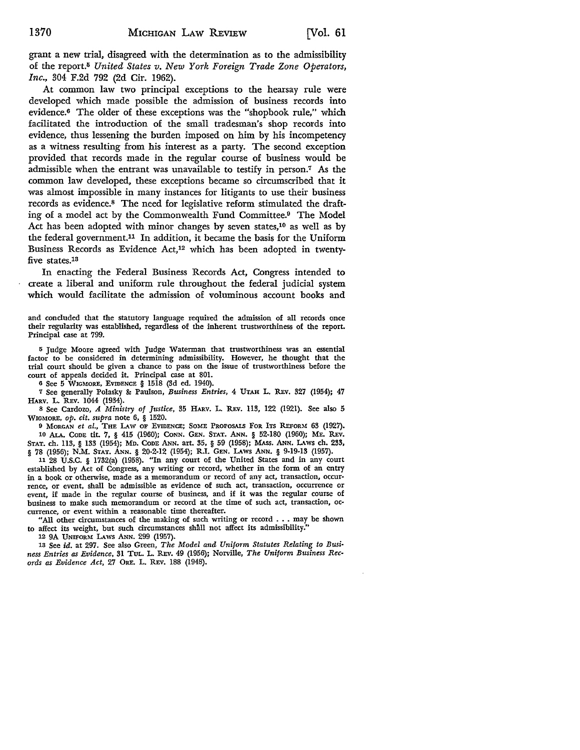grant a new trial, disagreed with the determination as to the admissibility of the report.[5] *United States v. New York Foreign Trade Zone Operators, Inc.*, 304 F.2d 792 (2d Cir. 1962).

At common law two principal exceptions to the hearsay rule were developed which made possible the admission of business records into evidence.[6] The older of these exceptions was the "shopbook rule," which facilitated the introduction of the small tradesman's shop records into evidence, thus lessening the burden imposed on him by his incompetency as a witness resulting from his interest as a party. The second exception provided that records made in the regular course of business would be admissible when the entrant was unavailable to testify in person.[7] As the common law developed, these exceptions became so circumscribed that it was almost impossible in many instances for litigants to use their business records as evidence.[8] The need for legislative reform stimulated the drafting of a model act by the Commonwealth Fund Committee.[9] The Model Act has been adopted with minor changes by seven states,[10] as well as by the federal government.[11] In addition, it became the basis for the Uniform Business Records as Evidence Act,[12] which has been adopted in twenty-five states.[13]

In enacting the Federal Business Records Act, Congress intended to create a liberal and uniform rule throughout the federal judicial system which would facilitate the admission of voluminous account books and

---

and concluded that the statutory language required the admission of all records once their regularity was established, regardless of the inherent trustworthiness of the report. Principal case at 799.

[5] Judge Moore agreed with Judge Waterman that trustworthiness was an essential factor to be considered in determining admissibility. However, he thought that the trial court should be given a chance to pass on the issue of trustworthiness before the court of appeals decided it. Principal case at 801.

[6] See 5 WIGMORE, EVIDENCE § 1518 (3d ed. 1940).

[7] See generally Polasky & Paulson, *Business Entries*, 4 UTAH L. REV. 327 (1954); 47 HARV. L. REV. 1044 (1934).

[8] See Cardozo, *A Ministry of Justice*, 35 HARV. L. REV. 113, 122 (1921). See also 5 WIGMORE, *op. cit. supra* note 6, § 1520.

[9] MORGAN *et al.*, THE LAW OF EVIDENCE; SOME PROPOSALS FOR ITS REFORM 63 (1927).

[10] ALA. CODE tit. 7, § 415 (1960); CONN. GEN. STAT. ANN. § 52-180 (1960); ME. REV. STAT. ch. 113, § 133 (1954); MD. CODE ANN. art. 35, § 59 (1958); MASS. ANN. LAWS ch. 233, § 78 (1956); N.M. STAT. ANN. § 20-2-12 (1954); R.I. GEN. LAWS ANN. § 9-19-13 (1957).

[11] 28 U.S.C. § 1732(a) (1958). "In any court of the United States and in any court established by Act of Congress, any writing or record, whether in the form of an entry in a book or otherwise, made as a memorandum or record of any act, transaction, occurrence, or event, shall be admissible as evidence of such act, transaction, occurrence or event, if made in the regular course of business, and if it was the regular course of business to make such memorandum or record at the time of such act, transaction, occurrence, or event within a reasonable time thereafter.

"All other circumstances of the making of such writing or record . . . may be shown to affect its weight, but such circumstances shall not affect its admissibility."

[12] 9A UNIFORM LAWS ANN. 299 (1957).

[13] See *id.* at 297. See also Green, *The Model and Uniform Statutes Relating to Business Entries as Evidence*, 31 TUL. L. REV. 49 (1956); Norville, *The Uniform Business Records as Evidence Act*, 27 ORE. L. REV. 188 (1948).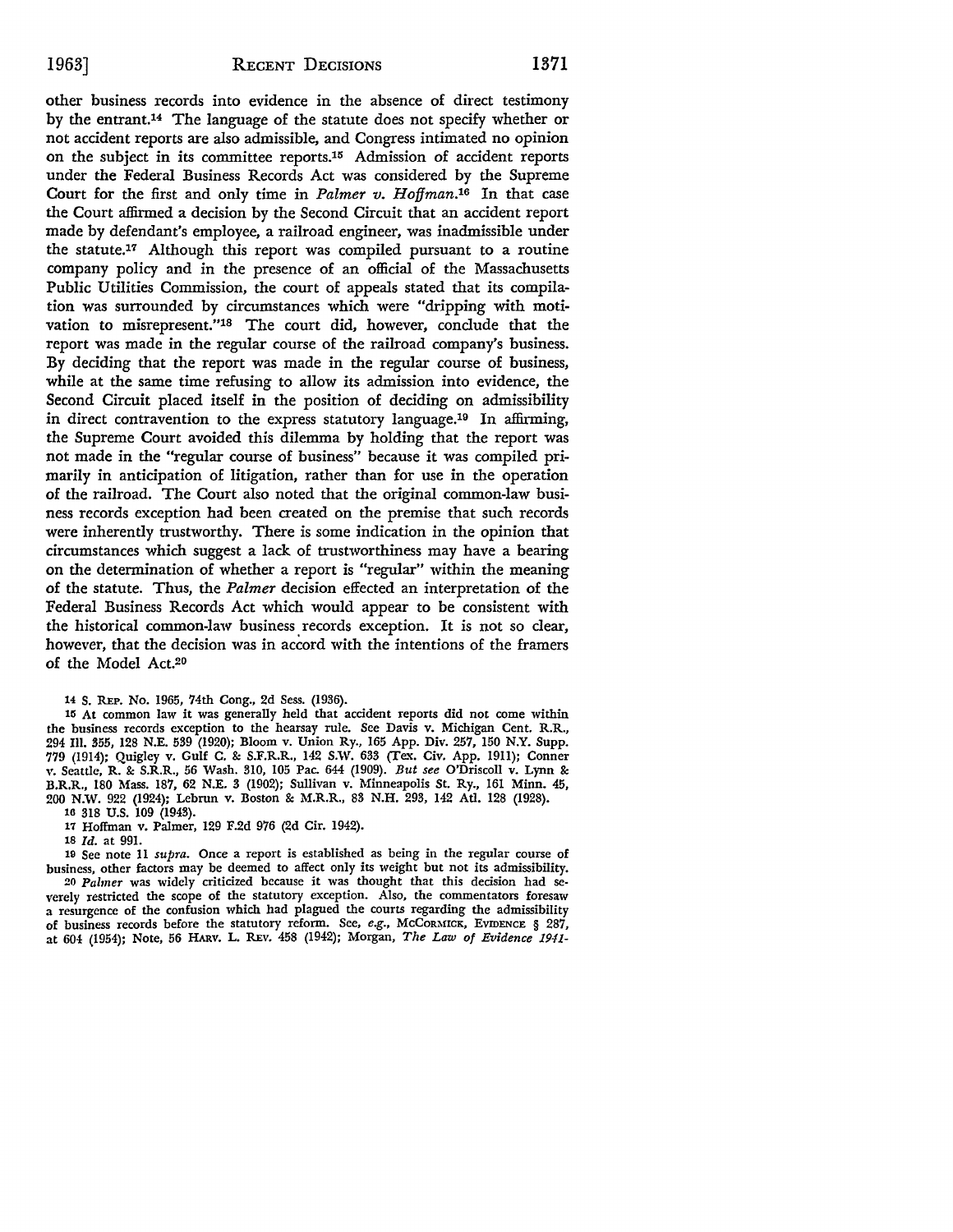other business records into evidence in the absence of direct testimony by the entrant.[14] The language of the statute does not specify whether or not accident reports are also admissible, and Congress intimated no opinion on the subject in its committee reports.[15] Admission of accident reports under the Federal Business Records Act was considered by the Supreme Court for the first and only time in *Palmer v. Hoffman*.[16] In that case the Court affirmed a decision by the Second Circuit that an accident report made by defendant's employee, a railroad engineer, was inadmissible under the statute.[17] Although this report was compiled pursuant to a routine company policy and in the presence of an official of the Massachusetts Public Utilities Commission, the court of appeals stated that its compilation was surrounded by circumstances which were "dripping with motivation to misrepresent."[18] The court did, however, conclude that the report was made in the regular course of the railroad company's business. By deciding that the report was made in the regular course of business, while at the same time refusing to allow its admission into evidence, the Second Circuit placed itself in the position of deciding on admissibility in direct contravention to the express statutory language.[19] In affirming, the Supreme Court avoided this dilemma by holding that the report was not made in the "regular course of business" because it was compiled primarily in anticipation of litigation, rather than for use in the operation of the railroad. The Court also noted that the original common-law business records exception had been created on the premise that such records were inherently trustworthy. There is some indication in the opinion that circumstances which suggest a lack of trustworthiness may have a bearing on the determination of whether a report is "regular" within the meaning of the statute. Thus, the *Palmer* decision effected an interpretation of the Federal Business Records Act which would appear to be consistent with the historical common-law business records exception. It is not so clear, however, that the decision was in accord with the intentions of the framers of the Model Act.[20]

---

[14] S. REP. No. 1965, 74th Cong., 2d Sess. (1936).

[15] At common law it was generally held that accident reports did not come within the business records exception to the hearsay rule. See Davis v. Michigan Cent. R.R., 294 Ill. 355, 128 N.E. 539 (1920); Bloom v. Union Ry., 165 App. Div. 257, 150 N.Y. Supp. 779 (1914); Quigley v. Gulf C. & S.F.R.R., 142 S.W. 633 (Tex. Civ. App. 1911); Conner v. Seattle, R. & S.R.R., 56 Wash. 310, 105 Pac. 644 (1909). *But see* O'Driscoll v. Lynn & B.R.R., 180 Mass. 187, 62 N.E. 3 (1902); Sullivan v. Minneapolis St. Ry., 161 Minn. 45, 200 N.W. 922 (1924); Lebrun v. Boston & M.R.R., 83 N.H. 293, 142 Atl. 128 (1928).

[16] 318 U.S. 109 (1943).

[17] Hoffman v. Palmer, 129 F.2d 976 (2d Cir. 1942).

[18] *Id.* at 991.

[19] See note 11 *supra*. Once a report is established as being in the regular course of business, other factors may be deemed to affect only its weight but not its admissibility.

[20] *Palmer* was widely criticized because it was thought that this decision had severely restricted the scope of the statutory exception. Also, the commentators foresaw a resurgence of the confusion which had plagued the courts regarding the admissibility of business records before the statutory reform. See, *e.g.*, MCCORMICK, EVIDENCE § 287, at 604 (1954); Note, 56 HARV. L. REV. 458 (1942); Morgan, *The Law of Evidence 1941-*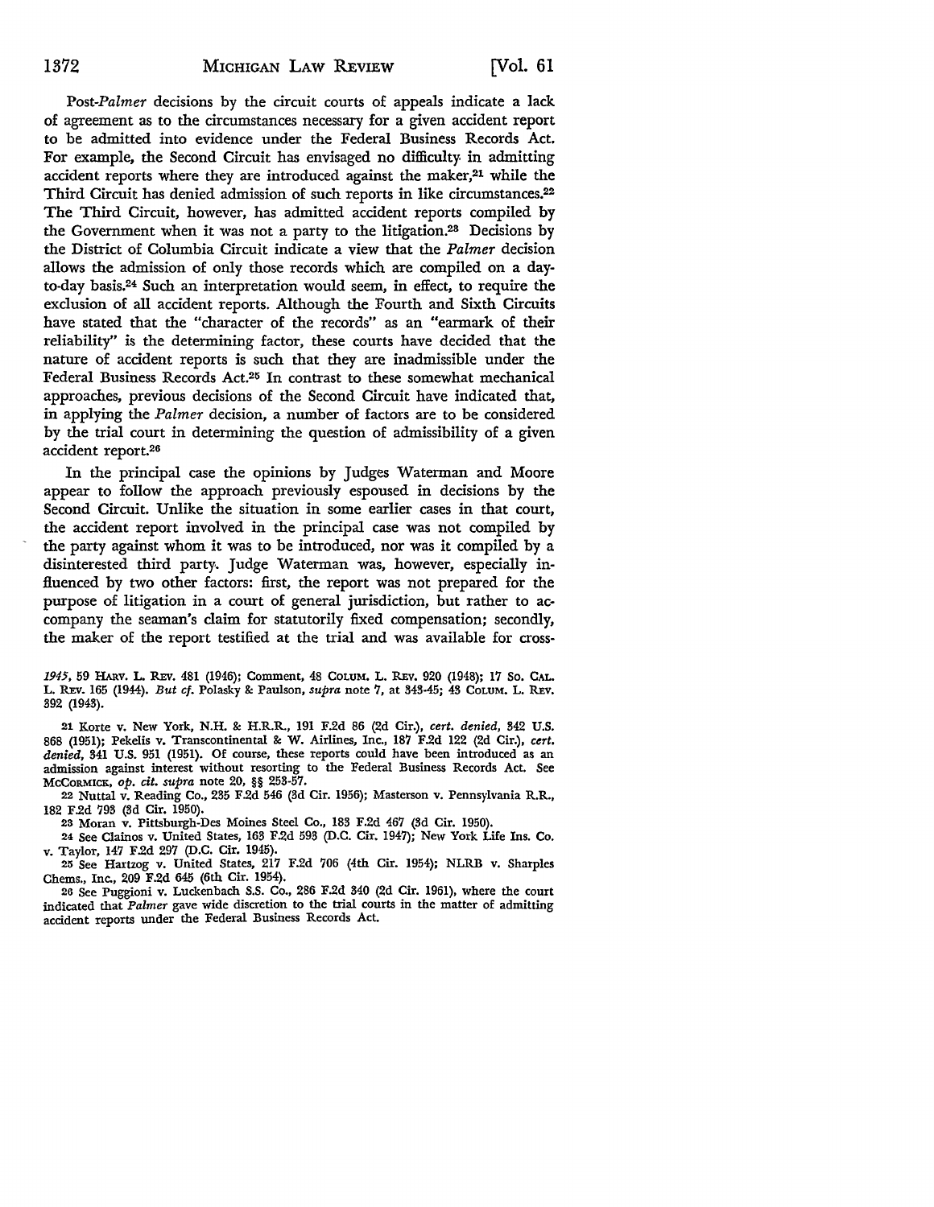*Post-Palmer* decisions by the circuit courts of appeals indicate a lack of agreement as to the circumstances necessary for a given accident report to be admitted into evidence under the Federal Business Records Act. For example, the Second Circuit has envisaged no difficulty in admitting accident reports where they are introduced against the maker,[21] while the Third Circuit has denied admission of such reports in like circumstances.[22] The Third Circuit, however, has admitted accident reports compiled by the Government when it was not a party to the litigation.[23] Decisions by the District of Columbia Circuit indicate a view that the *Palmer* decision allows the admission of only those records which are compiled on a day-to-day basis.[24] Such an interpretation would seem, in effect, to require the exclusion of all accident reports. Although the Fourth and Sixth Circuits have stated that the "character of the records" as an "earmark of their reliability" is the determining factor, these courts have decided that the nature of accident reports is such that they are inadmissible under the Federal Business Records Act.[25] In contrast to these somewhat mechanical approaches, previous decisions of the Second Circuit have indicated that, in applying the *Palmer* decision, a number of factors are to be considered by the trial court in determining the question of admissibility of a given accident report.[26]

In the principal case the opinions by Judges Waterman and Moore appear to follow the approach previously espoused in decisions by the Second Circuit. Unlike the situation in some earlier cases in that court, the accident report involved in the principal case was not compiled by the party against whom it was to be introduced, nor was it compiled by a disinterested third party. Judge Waterman was, however, especially influenced by two other factors: first, the report was not prepared for the purpose of litigation in a court of general jurisdiction, but rather to accompany the seaman's claim for statutorily fixed compensation; secondly, the maker of the report testified at the trial and was available for cross-

---

*1945*, 59 HARV. L. REV. 481 (1946); Comment, 48 COLUM. L. REV. 920 (1948); 17 SO. CAL. L. REV. 165 (1944). *But cf.* Polasky & Paulson, *supra* note 7, at 343-45; 43 COLUM. L. REV. 392 (1943).

21 Korte v. New York, N.H. & H.R.R., 191 F.2d 86 (2d Cir.), *cert. denied*, 342 U.S. 868 (1951); Pekelis v. Transcontinental & W. Airlines, Inc., 187 F.2d 122 (2d Cir.), *cert. denied*, 341 U.S. 951 (1951). Of course, these reports could have been introduced as an admission against interest without resorting to the Federal Business Records Act. See MCCORMICK, *op. cit. supra* note 20, §§ 253-57.

22 Nuttal v. Reading Co., 235 F.2d 546 (3d Cir. 1956); Masterson v. Pennsylvania R.R., 182 F.2d 793 (3d Cir. 1950).

23 Moran v. Pittsburgh-Des Moines Steel Co., 183 F.2d 467 (3d Cir. 1950).

24 See Clainos v. United States, 163 F.2d 593 (D.C. Cir. 1947); New York Life Ins. Co. v. Taylor, 147 F.2d 297 (D.C. Cir. 1945).

25 See Hartzog v. United States, 217 F.2d 706 (4th Cir. 1954); NLRB v. Sharples Chems., Inc., 209 F.2d 645 (6th Cir. 1954).

26 See Puggioni v. Luckenbach S.S. Co., 286 F.2d 340 (2d Cir. 1961), where the court indicated that *Palmer* gave wide discretion to the trial courts in the matter of admitting accident reports under the Federal Business Records Act.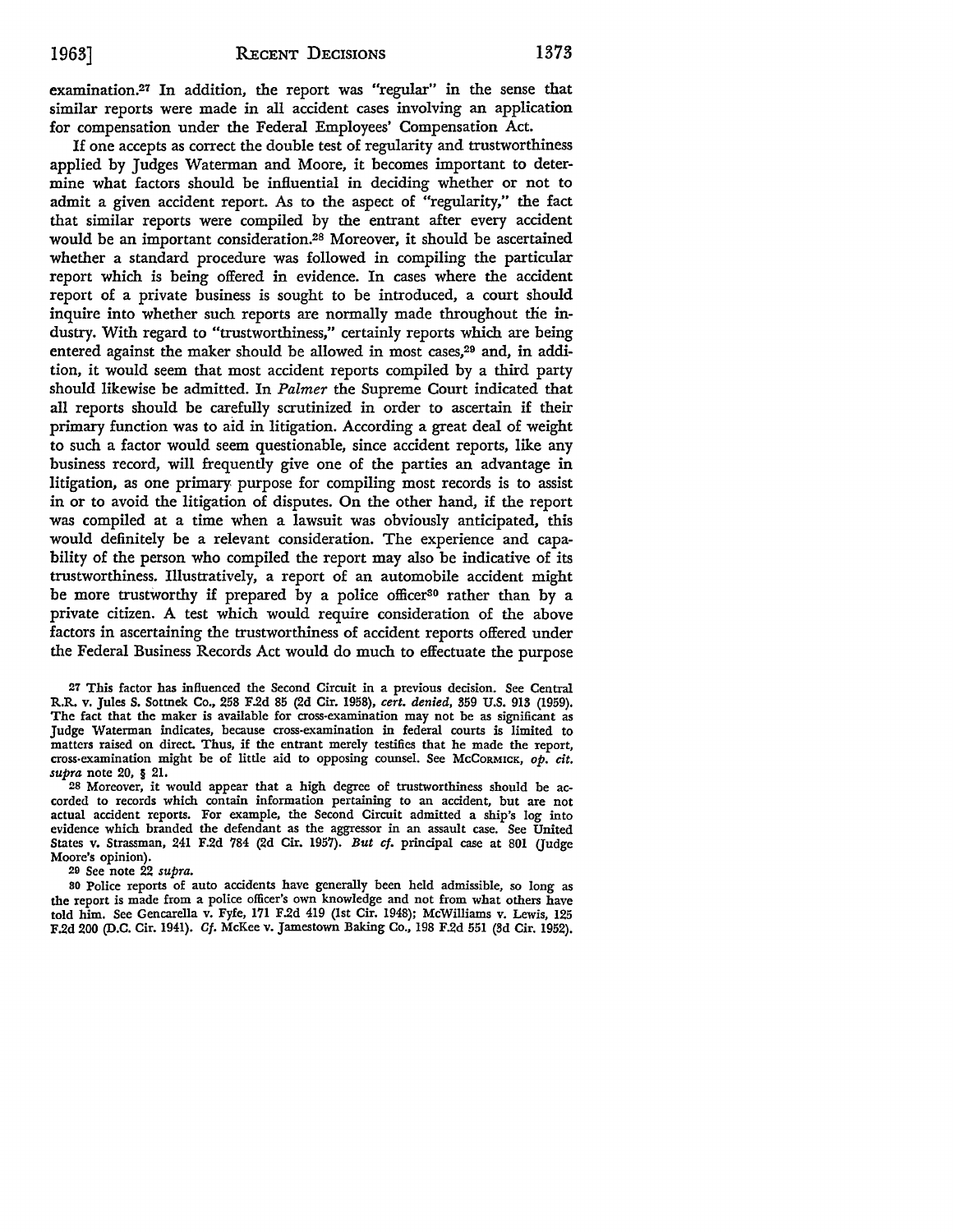examination.[27] In addition, the report was "regular" in the sense that similar reports were made in all accident cases involving an application for compensation under the Federal Employees' Compensation Act.

If one accepts as correct the double test of regularity and trustworthiness applied by Judges Waterman and Moore, it becomes important to determine what factors should be influential in deciding whether or not to admit a given accident report. As to the aspect of "regularity," the fact that similar reports were compiled by the entrant after every accident would be an important consideration.[28] Moreover, it should be ascertained whether a standard procedure was followed in compiling the particular report which is being offered in evidence. In cases where the accident report of a private business is sought to be introduced, a court should inquire into whether such reports are normally made throughout the industry. With regard to "trustworthiness," certainly reports which are being entered against the maker should be allowed in most cases,[29] and, in addition, it would seem that most accident reports compiled by a third party should likewise be admitted. In *Palmer* the Supreme Court indicated that all reports should be carefully scrutinized in order to ascertain if their primary function was to aid in litigation. According a great deal of weight to such a factor would seem questionable, since accident reports, like any business record, will frequently give one of the parties an advantage in litigation, as one primary purpose for compiling most records is to assist in or to avoid the litigation of disputes. On the other hand, if the report was compiled at a time when a lawsuit was obviously anticipated, this would definitely be a relevant consideration. The experience and capability of the person who compiled the report may also be indicative of its trustworthiness. Illustratively, a report of an automobile accident might be more trustworthy if prepared by a police officer[30] rather than by a private citizen. A test which would require consideration of the above factors in ascertaining the trustworthiness of accident reports offered under the Federal Business Records Act would do much to effectuate the purpose

---

[27] This factor has influenced the Second Circuit in a previous decision. See Central R.R. v. Jules S. Sottnek Co., 258 F.2d 85 (2d Cir. 1958), *cert. denied*, 359 U.S. 913 (1959). The fact that the maker is available for cross-examination may not be as significant as Judge Waterman indicates, because cross-examination in federal courts is limited to matters raised on direct. Thus, if the entrant merely testifies that he made the report, cross-examination might be of little aid to opposing counsel. See McCormick, *op. cit. supra* note 20, § 21.

[28] Moreover, it would appear that a high degree of trustworthiness should be accorded to records which contain information pertaining to an accident, but are not actual accident reports. For example, the Second Circuit admitted a ship's log into evidence which branded the defendant as the aggressor in an assault case. See United States v. Strassman, 241 F.2d 784 (2d Cir. 1957). *But cf.* principal case at 801 (Judge Moore's opinion).

[29] See note 22 *supra*.

[30] Police reports of auto accidents have generally been held admissible, so long as the report is made from a police officer's own knowledge and not from what others have told him. See Gencarella v. Fyfe, 171 F.2d 419 (1st Cir. 1948); McWilliams v. Lewis, 125 F.2d 200 (D.C. Cir. 1941). *Cf.* McKee v. Jamestown Baking Co., 198 F.2d 551 (3d Cir. 1952).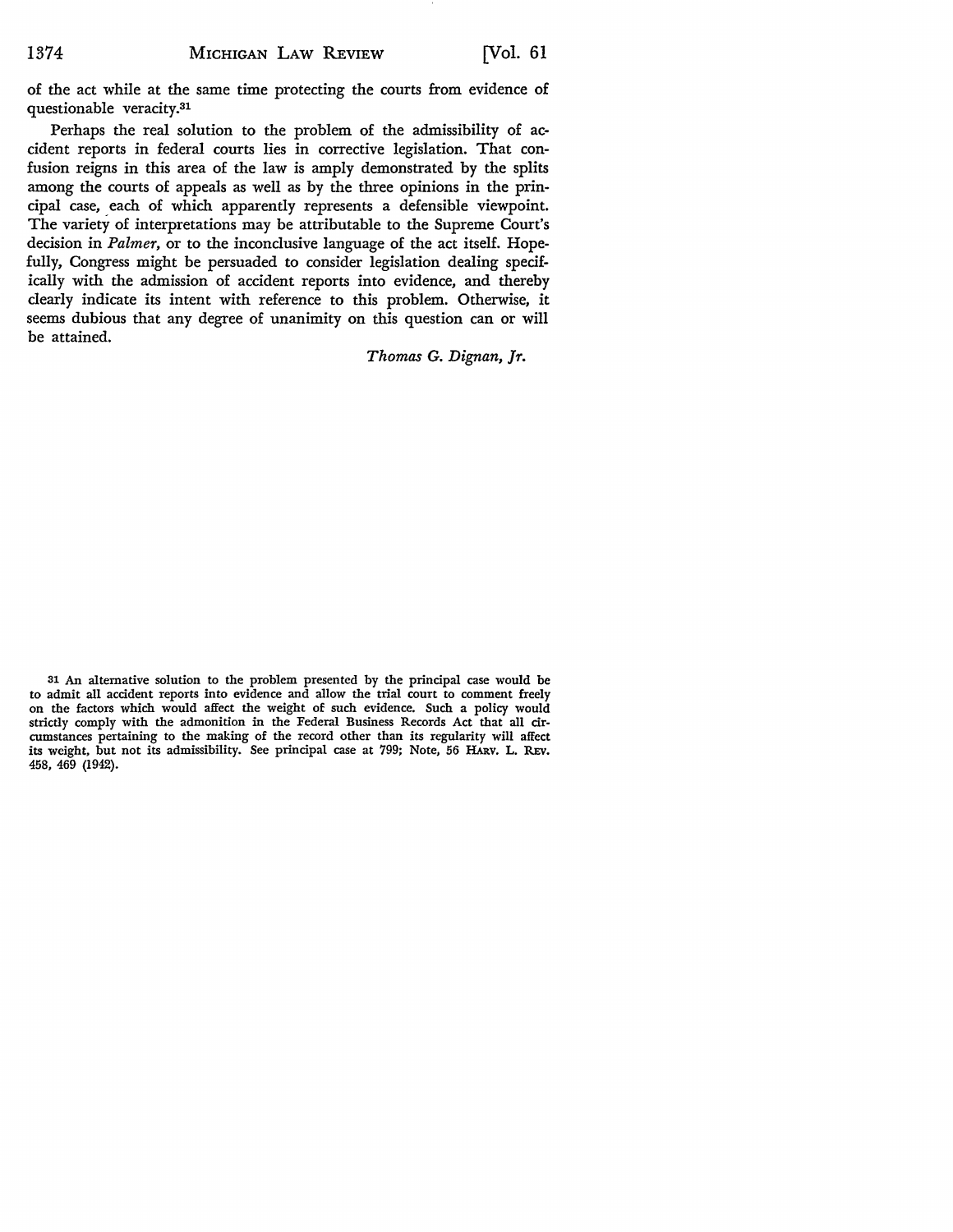of the act while at the same time protecting the courts from evidence of questionable veracity.[31]

Perhaps the real solution to the problem of the admissibility of accident reports in federal courts lies in corrective legislation. That confusion reigns in this area of the law is amply demonstrated by the splits among the courts of appeals as well as by the three opinions in the principal case, each of which apparently represents a defensible viewpoint. The variety of interpretations may be attributable to the Supreme Court's decision in *Palmer*, or to the inconclusive language of the act itself. Hopefully, Congress might be persuaded to consider legislation dealing specifically with the admission of accident reports into evidence, and thereby clearly indicate its intent with reference to this problem. Otherwise, it seems dubious that any degree of unanimity on this question can or will be attained.

*Thomas G. Dignan, Jr.*

[31] An alternative solution to the problem presented by the principal case would be to admit all accident reports into evidence and allow the trial court to comment freely on the factors which would affect the weight of such evidence. Such a policy would strictly comply with the admonition in the Federal Business Records Act that all circumstances pertaining to the making of the record other than its regularity will affect its weight, but not its admissibility. See principal case at 799; Note, 56 HARV. L. REV. 458, 469 (1942).